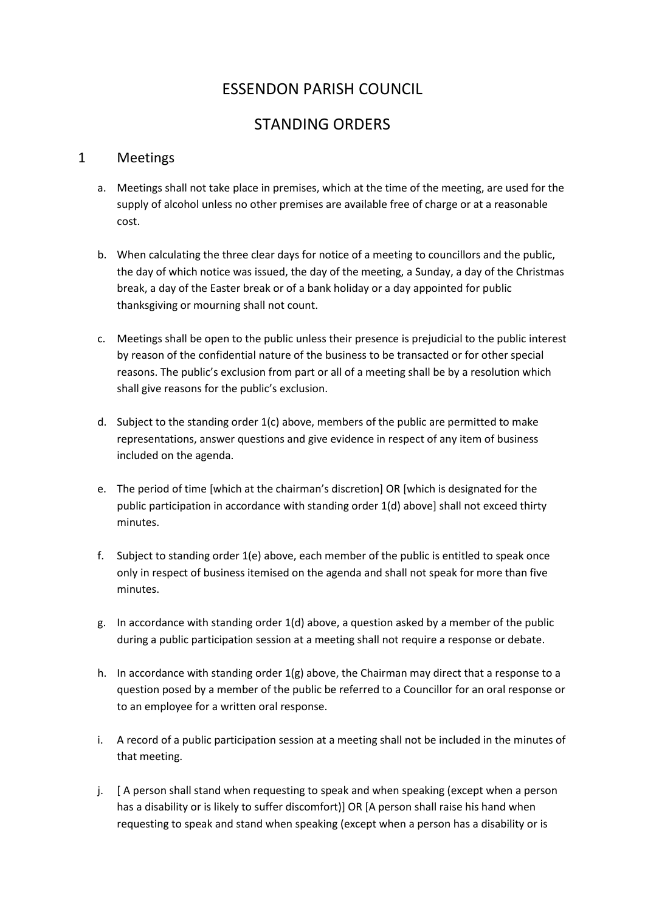# ESSENDON PARISH COUNCIL

# STANDING ORDERS

## 1 Meetings

a. Meetings shall not take place in premises, which at the time of the meeting, are used for the supply of alcohol unless no other premises are available free of charge or at a reasonable cost.

b. When calculating the three clear days for notice of a meeting to councillors and the public, the day of which notice was issued, the day of the meeting, a Sunday, a day of the Christmas break, a day of the Easter break or of a bank holiday or a day appointed for public thanksgiving or mourning shall not count.

c. Meetings shall be open to the public unless their presence is prejudicial to the public interest by reason of the confidential nature of the business to be transacted or for other special reasons. The public's exclusion from part or all of a meeting shall be by a resolution which shall give reasons for the public's exclusion.

d. Subject to the standing order 1(c) above, members of the public are permitted to make representations, answer questions and give evidence in respect of any item of business included on the agenda.

e. The period of time [which at the chairman's discretion] OR [which is designated for the public participation in accordance with standing order 1(d) above] shall not exceed thirty minutes.

f. Subject to standing order 1(e) above, each member of the public is entitled to speak once only in respect of business itemised on the agenda and shall not speak for more than five minutes.

g. In accordance with standing order 1(d) above, a question asked by a member of the public during a public participation session at a meeting shall not require a response or debate.

h. In accordance with standing order 1(g) above, the Chairman may direct that a response to a question posed by a member of the public be referred to a Councillor for an oral response or to an employee for a written oral response.

i. A record of a public participation session at a meeting shall not be included in the minutes of that meeting.

j. [ A person shall stand when requesting to speak and when speaking (except when a person has a disability or is likely to suffer discomfort)] OR [A person shall raise his hand when requesting to speak and stand when speaking (except when a person has a disability or is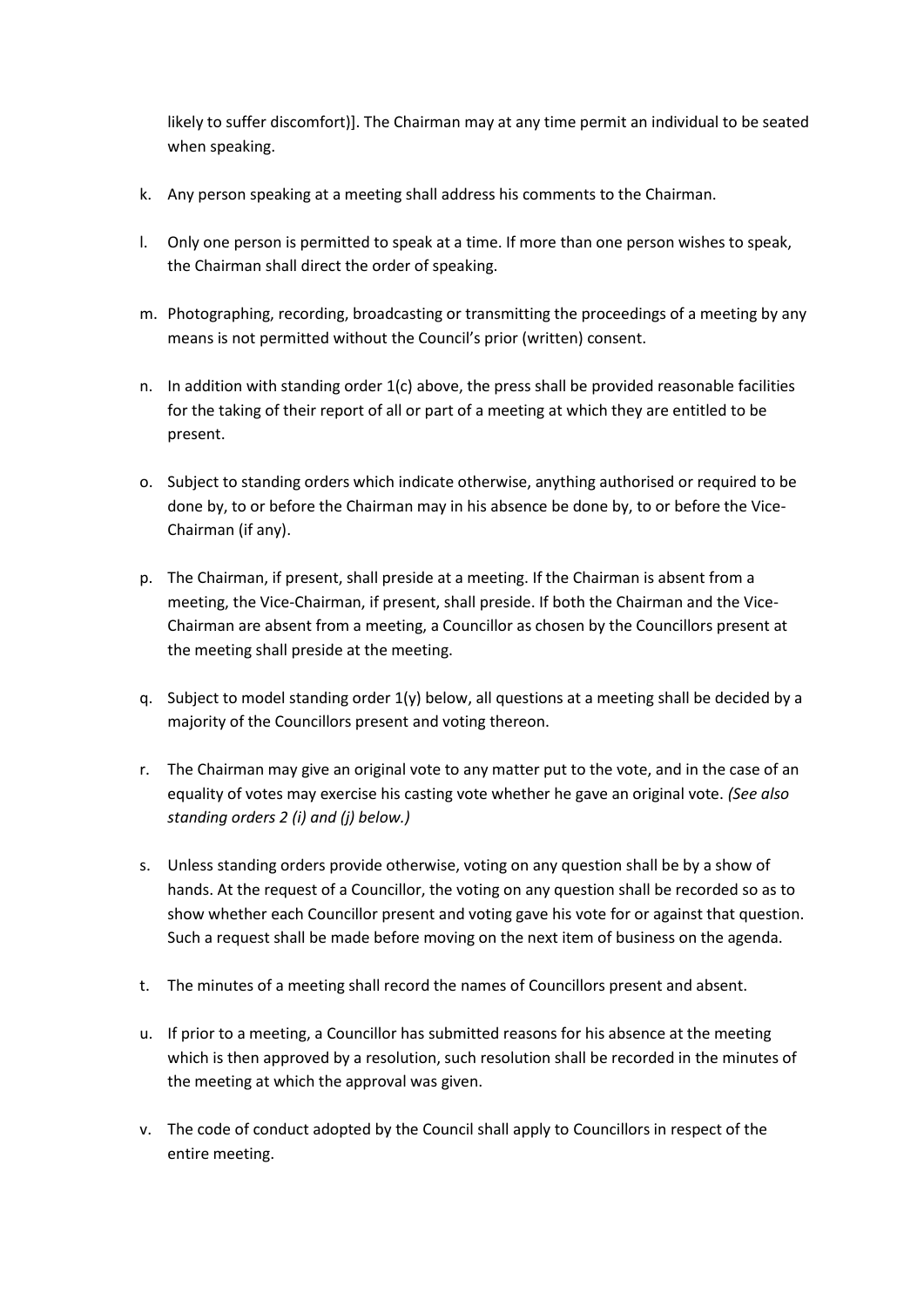likely to suffer discomfort)]. The Chairman may at any time permit an individual to be seated when speaking.

k. Any person speaking at a meeting shall address his comments to the Chairman.

l. Only one person is permitted to speak at a time. If more than one person wishes to speak, the Chairman shall direct the order of speaking.

m. Photographing, recording, broadcasting or transmitting the proceedings of a meeting by any means is not permitted without the Council's prior (written) consent.

n. In addition with standing order 1(c) above, the press shall be provided reasonable facilities for the taking of their report of all or part of a meeting at which they are entitled to be present.

o. Subject to standing orders which indicate otherwise, anything authorised or required to be done by, to or before the Chairman may in his absence be done by, to or before the Vice-Chairman (if any).

p. The Chairman, if present, shall preside at a meeting. If the Chairman is absent from a meeting, the Vice-Chairman, if present, shall preside. If both the Chairman and the Vice-Chairman are absent from a meeting, a Councillor as chosen by the Councillors present at the meeting shall preside at the meeting.

q. Subject to model standing order 1(y) below, all questions at a meeting shall be decided by a majority of the Councillors present and voting thereon.

r. The Chairman may give an original vote to any matter put to the vote, and in the case of an equality of votes may exercise his casting vote whether he gave an original vote. *(See also standing orders 2 (i) and (j) below.)*

s. Unless standing orders provide otherwise, voting on any question shall be by a show of hands. At the request of a Councillor, the voting on any question shall be recorded so as to show whether each Councillor present and voting gave his vote for or against that question. Such a request shall be made before moving on the next item of business on the agenda.

t. The minutes of a meeting shall record the names of Councillors present and absent.

u. If prior to a meeting, a Councillor has submitted reasons for his absence at the meeting which is then approved by a resolution, such resolution shall be recorded in the minutes of the meeting at which the approval was given.

v. The code of conduct adopted by the Council shall apply to Councillors in respect of the entire meeting.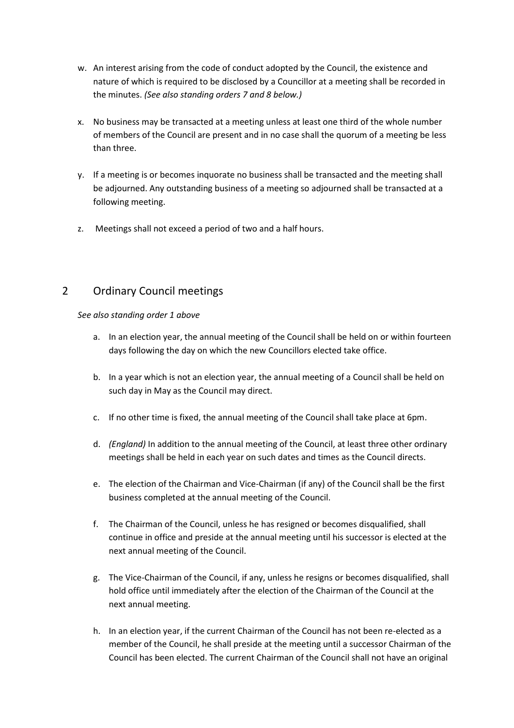w. An interest arising from the code of conduct adopted by the Council, the existence and nature of which is required to be disclosed by a Councillor at a meeting shall be recorded in the minutes. *(See also standing orders 7 and 8 below.)*

x. No business may be transacted at a meeting unless at least one third of the whole number of members of the Council are present and in no case shall the quorum of a meeting be less than three.

y. If a meeting is or becomes inquorate no business shall be transacted and the meeting shall be adjourned. Any outstanding business of a meeting so adjourned shall be transacted at a following meeting.

z. Meetings shall not exceed a period of two and a half hours.

## 2 Ordinary Council meetings

*See also standing order 1 above*

a. In an election year, the annual meeting of the Council shall be held on or within fourteen days following the day on which the new Councillors elected take office.

b. In a year which is not an election year, the annual meeting of a Council shall be held on such day in May as the Council may direct.

c. If no other time is fixed, the annual meeting of the Council shall take place at 6pm.

d. *(England)* In addition to the annual meeting of the Council, at least three other ordinary meetings shall be held in each year on such dates and times as the Council directs.

e. The election of the Chairman and Vice-Chairman (if any) of the Council shall be the first business completed at the annual meeting of the Council.

f. The Chairman of the Council, unless he has resigned or becomes disqualified, shall continue in office and preside at the annual meeting until his successor is elected at the next annual meeting of the Council.

g. The Vice-Chairman of the Council, if any, unless he resigns or becomes disqualified, shall hold office until immediately after the election of the Chairman of the Council at the next annual meeting.

h. In an election year, if the current Chairman of the Council has not been re-elected as a member of the Council, he shall preside at the meeting until a successor Chairman of the Council has been elected. The current Chairman of the Council shall not have an original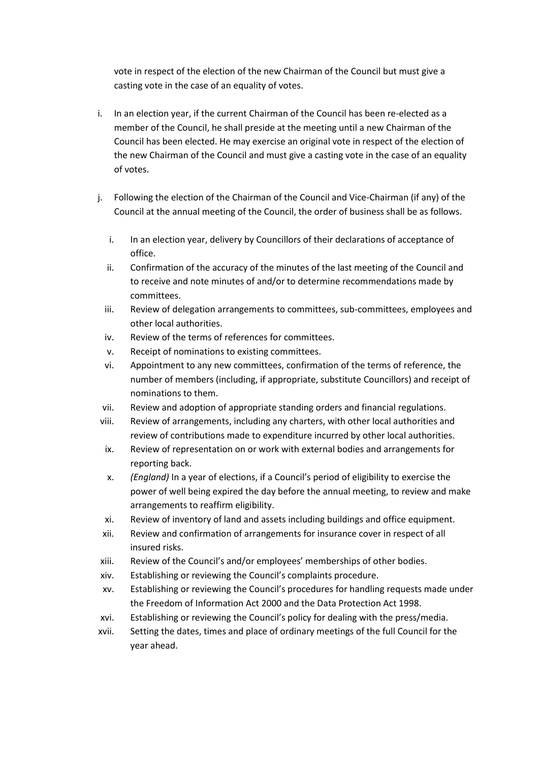vote in respect of the election of the new Chairman of the Council but must give a casting vote in the case of an equality of votes.

i. In an election year, if the current Chairman of the Council has been re-elected as a member of the Council, he shall preside at the meeting until a new Chairman of the Council has been elected. He may exercise an original vote in respect of the election of the new Chairman of the Council and must give a casting vote in the case of an equality of votes.

j. Following the election of the Chairman of the Council and Vice-Chairman (if any) of the Council at the annual meeting of the Council, the order of business shall be as follows.

   i. In an election year, delivery by Councillors of their declarations of acceptance of office.
   ii. Confirmation of the accuracy of the minutes of the last meeting of the Council and to receive and note minutes of and/or to determine recommendations made by committees.
   iii. Review of delegation arrangements to committees, sub-committees, employees and other local authorities.
   iv. Review of the terms of references for committees.
   v. Receipt of nominations to existing committees.
   vi. Appointment to any new committees, confirmation of the terms of reference, the number of members (including, if appropriate, substitute Councillors) and receipt of nominations to them.
   vii. Review and adoption of appropriate standing orders and financial regulations.
   viii. Review of arrangements, including any charters, with other local authorities and review of contributions made to expenditure incurred by other local authorities.
   ix. Review of representation on or work with external bodies and arrangements for reporting back.
   x. *(England)* In a year of elections, if a Council's period of eligibility to exercise the power of well being expired the day before the annual meeting, to review and make arrangements to reaffirm eligibility.
   xi. Review of inventory of land and assets including buildings and office equipment.
   xii. Review and confirmation of arrangements for insurance cover in respect of all insured risks.
   xiii. Review of the Council's and/or employees' memberships of other bodies.
   xiv. Establishing or reviewing the Council's complaints procedure.
   xv. Establishing or reviewing the Council's procedures for handling requests made under the Freedom of Information Act 2000 and the Data Protection Act 1998.
   xvi. Establishing or reviewing the Council's policy for dealing with the press/media.
   xvii. Setting the dates, times and place of ordinary meetings of the full Council for the year ahead.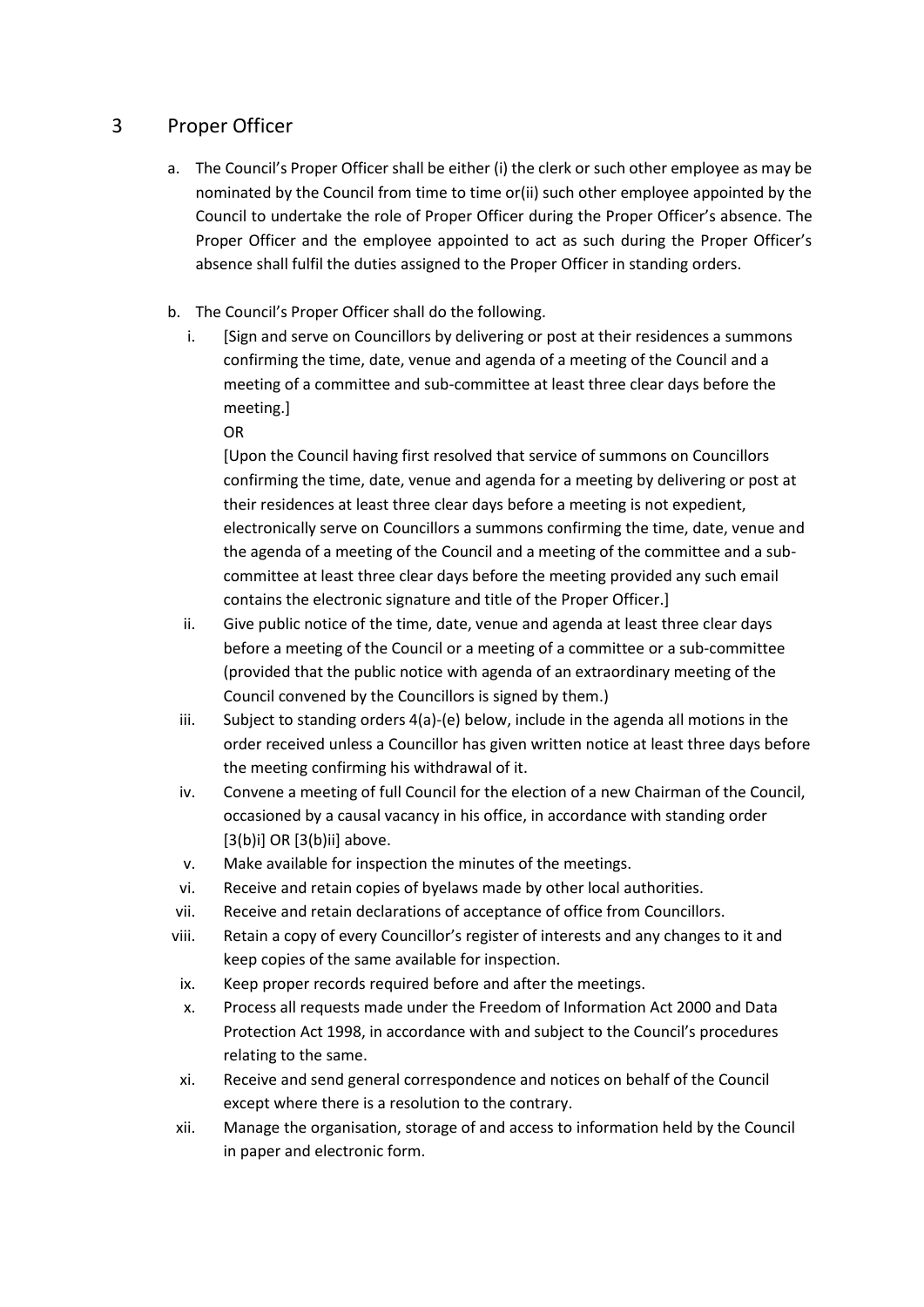# 3 Proper Officer

a. The Council's Proper Officer shall be either (i) the clerk or such other employee as may be nominated by the Council from time to time or(ii) such other employee appointed by the Council to undertake the role of Proper Officer during the Proper Officer's absence. The Proper Officer and the employee appointed to act as such during the Proper Officer's absence shall fulfil the duties assigned to the Proper Officer in standing orders.

b. The Council's Proper Officer shall do the following.

   i. [Sign and serve on Councillors by delivering or post at their residences a summons confirming the time, date, venue and agenda of a meeting of the Council and a meeting of a committee and sub-committee at least three clear days before the meeting.]

      OR

      [Upon the Council having first resolved that service of summons on Councillors confirming the time, date, venue and agenda for a meeting by delivering or post at their residences at least three clear days before a meeting is not expedient, electronically serve on Councillors a summons confirming the time, date, venue and the agenda of a meeting of the Council and a meeting of the committee and a sub-committee at least three clear days before the meeting provided any such email contains the electronic signature and title of the Proper Officer.]

   ii. Give public notice of the time, date, venue and agenda at least three clear days before a meeting of the Council or a meeting of a committee or a sub-committee (provided that the public notice with agenda of an extraordinary meeting of the Council convened by the Councillors is signed by them.)

   iii. Subject to standing orders 4(a)-(e) below, include in the agenda all motions in the order received unless a Councillor has given written notice at least three days before the meeting confirming his withdrawal of it.

   iv. Convene a meeting of full Council for the election of a new Chairman of the Council, occasioned by a causal vacancy in his office, in accordance with standing order [3(b)i] OR [3(b)ii] above.

   v. Make available for inspection the minutes of the meetings.

   vi. Receive and retain copies of byelaws made by other local authorities.

   vii. Receive and retain declarations of acceptance of office from Councillors.

   viii. Retain a copy of every Councillor's register of interests and any changes to it and keep copies of the same available for inspection.

   ix. Keep proper records required before and after the meetings.

   x. Process all requests made under the Freedom of Information Act 2000 and Data Protection Act 1998, in accordance with and subject to the Council's procedures relating to the same.

   xi. Receive and send general correspondence and notices on behalf of the Council except where there is a resolution to the contrary.

   xii. Manage the organisation, storage of and access to information held by the Council in paper and electronic form.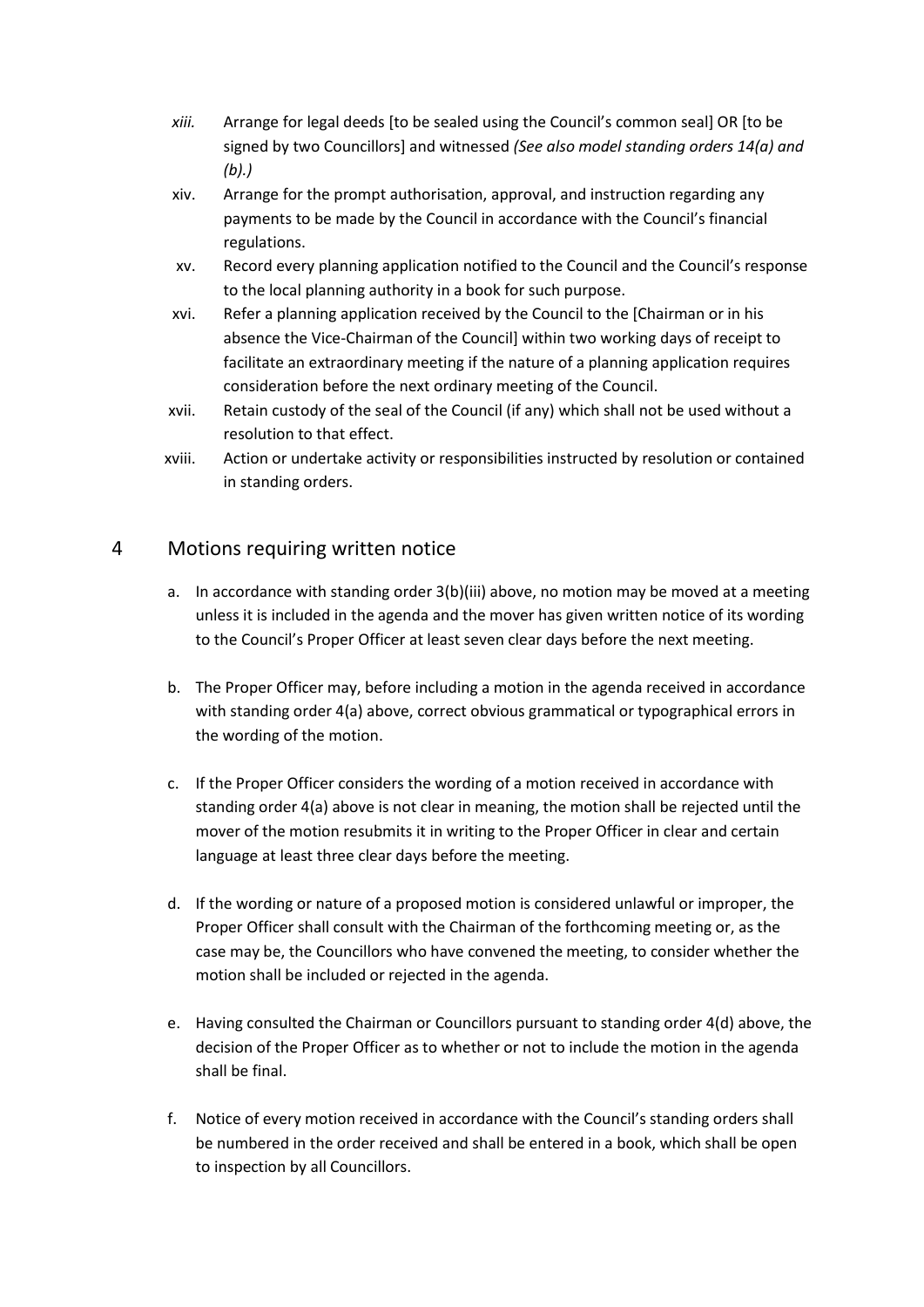*xiii.* Arrange for legal deeds [to be sealed using the Council's common seal] OR [to be signed by two Councillors] and witnessed *(See also model standing orders 14(a) and (b).)*

xiv. Arrange for the prompt authorisation, approval, and instruction regarding any payments to be made by the Council in accordance with the Council's financial regulations.

xv. Record every planning application notified to the Council and the Council's response to the local planning authority in a book for such purpose.

xvi. Refer a planning application received by the Council to the [Chairman or in his absence the Vice-Chairman of the Council] within two working days of receipt to facilitate an extraordinary meeting if the nature of a planning application requires consideration before the next ordinary meeting of the Council.

xvii. Retain custody of the seal of the Council (if any) which shall not be used without a resolution to that effect.

xviii. Action or undertake activity or responsibilities instructed by resolution or contained in standing orders.

## 4 Motions requiring written notice

a. In accordance with standing order 3(b)(iii) above, no motion may be moved at a meeting unless it is included in the agenda and the mover has given written notice of its wording to the Council's Proper Officer at least seven clear days before the next meeting.

b. The Proper Officer may, before including a motion in the agenda received in accordance with standing order 4(a) above, correct obvious grammatical or typographical errors in the wording of the motion.

c. If the Proper Officer considers the wording of a motion received in accordance with standing order 4(a) above is not clear in meaning, the motion shall be rejected until the mover of the motion resubmits it in writing to the Proper Officer in clear and certain language at least three clear days before the meeting.

d. If the wording or nature of a proposed motion is considered unlawful or improper, the Proper Officer shall consult with the Chairman of the forthcoming meeting or, as the case may be, the Councillors who have convened the meeting, to consider whether the motion shall be included or rejected in the agenda.

e. Having consulted the Chairman or Councillors pursuant to standing order 4(d) above, the decision of the Proper Officer as to whether or not to include the motion in the agenda shall be final.

f. Notice of every motion received in accordance with the Council's standing orders shall be numbered in the order received and shall be entered in a book, which shall be open to inspection by all Councillors.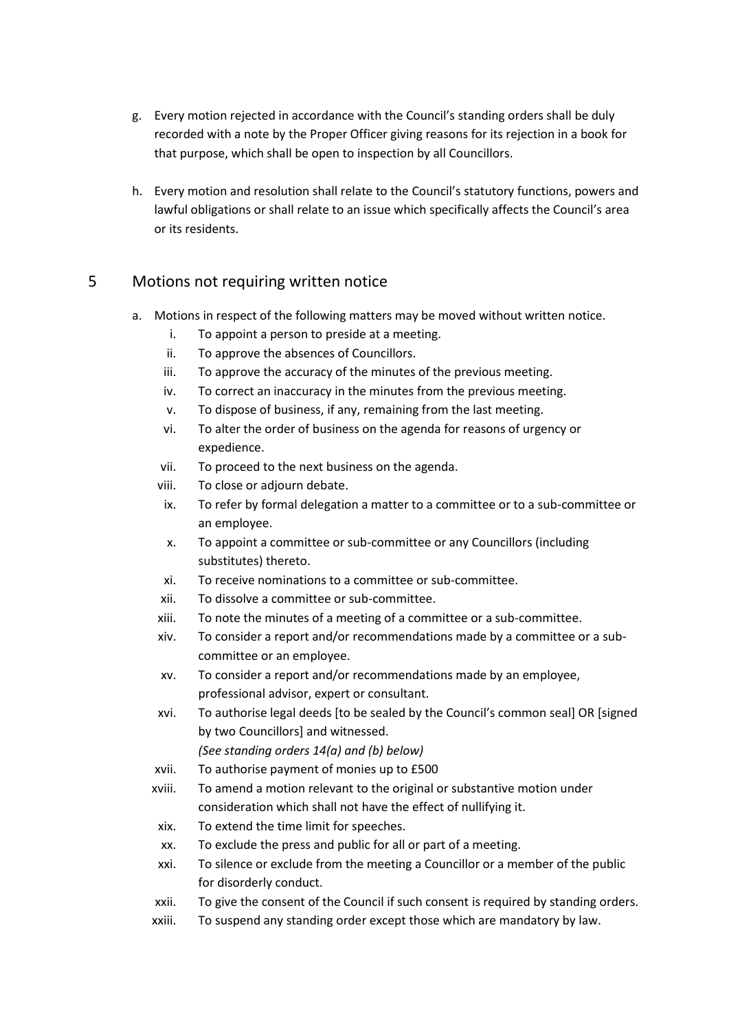g. Every motion rejected in accordance with the Council's standing orders shall be duly recorded with a note by the Proper Officer giving reasons for its rejection in a book for that purpose, which shall be open to inspection by all Councillors.

h. Every motion and resolution shall relate to the Council's statutory functions, powers and lawful obligations or shall relate to an issue which specifically affects the Council's area or its residents.

## 5 Motions not requiring written notice

a. Motions in respect of the following matters may be moved without written notice.

   i. To appoint a person to preside at a meeting.
   ii. To approve the absences of Councillors.
   iii. To approve the accuracy of the minutes of the previous meeting.
   iv. To correct an inaccuracy in the minutes from the previous meeting.
   v. To dispose of business, if any, remaining from the last meeting.
   vi. To alter the order of business on the agenda for reasons of urgency or expedience.
   vii. To proceed to the next business on the agenda.
   viii. To close or adjourn debate.
   ix. To refer by formal delegation a matter to a committee or to a sub-committee or an employee.
   x. To appoint a committee or sub-committee or any Councillors (including substitutes) thereto.
   xi. To receive nominations to a committee or sub-committee.
   xii. To dissolve a committee or sub-committee.
   xiii. To note the minutes of a meeting of a committee or a sub-committee.
   xiv. To consider a report and/or recommendations made by a committee or a sub-committee or an employee.
   xv. To consider a report and/or recommendations made by an employee, professional advisor, expert or consultant.
   xvi. To authorise legal deeds [to be sealed by the Council's common seal] OR [signed by two Councillors] and witnessed.
   *(See standing orders 14(a) and (b) below)*
   xvii. To authorise payment of monies up to £500
   xviii. To amend a motion relevant to the original or substantive motion under consideration which shall not have the effect of nullifying it.
   xix. To extend the time limit for speeches.
   xx. To exclude the press and public for all or part of a meeting.
   xxi. To silence or exclude from the meeting a Councillor or a member of the public for disorderly conduct.
   xxii. To give the consent of the Council if such consent is required by standing orders.
   xxiii. To suspend any standing order except those which are mandatory by law.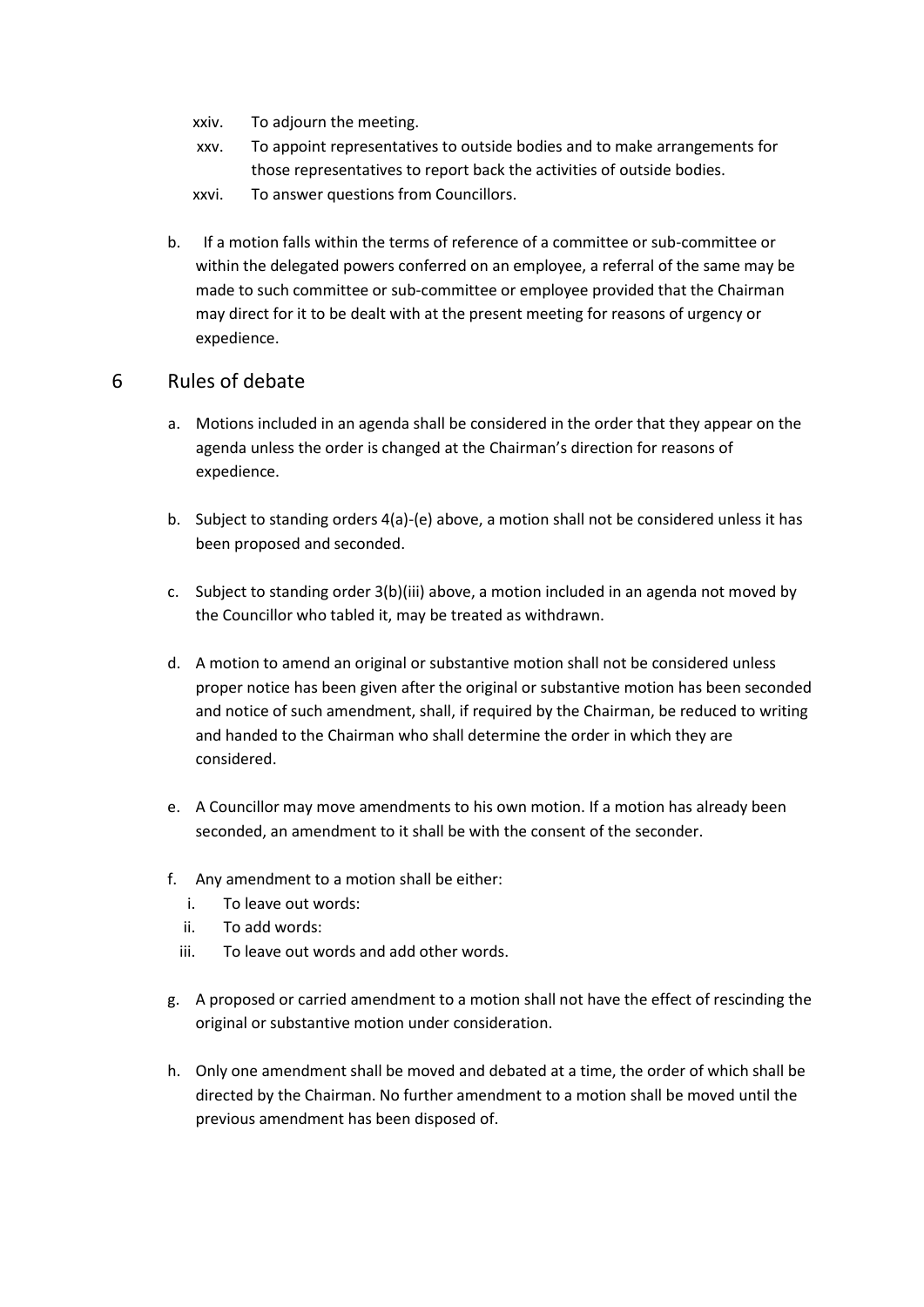xxiv. To adjourn the meeting.

xxv. To appoint representatives to outside bodies and to make arrangements for those representatives to report back the activities of outside bodies.

xxvi. To answer questions from Councillors.

b. If a motion falls within the terms of reference of a committee or sub-committee or within the delegated powers conferred on an employee, a referral of the same may be made to such committee or sub-committee or employee provided that the Chairman may direct for it to be dealt with at the present meeting for reasons of urgency or expedience.

## 6 Rules of debate

a. Motions included in an agenda shall be considered in the order that they appear on the agenda unless the order is changed at the Chairman's direction for reasons of expedience.

b. Subject to standing orders 4(a)-(e) above, a motion shall not be considered unless it has been proposed and seconded.

c. Subject to standing order 3(b)(iii) above, a motion included in an agenda not moved by the Councillor who tabled it, may be treated as withdrawn.

d. A motion to amend an original or substantive motion shall not be considered unless proper notice has been given after the original or substantive motion has been seconded and notice of such amendment, shall, if required by the Chairman, be reduced to writing and handed to the Chairman who shall determine the order in which they are considered.

e. A Councillor may move amendments to his own motion. If a motion has already been seconded, an amendment to it shall be with the consent of the seconder.

f. Any amendment to a motion shall be either:
   i. To leave out words:
   ii. To add words:
   iii. To leave out words and add other words.

g. A proposed or carried amendment to a motion shall not have the effect of rescinding the original or substantive motion under consideration.

h. Only one amendment shall be moved and debated at a time, the order of which shall be directed by the Chairman. No further amendment to a motion shall be moved until the previous amendment has been disposed of.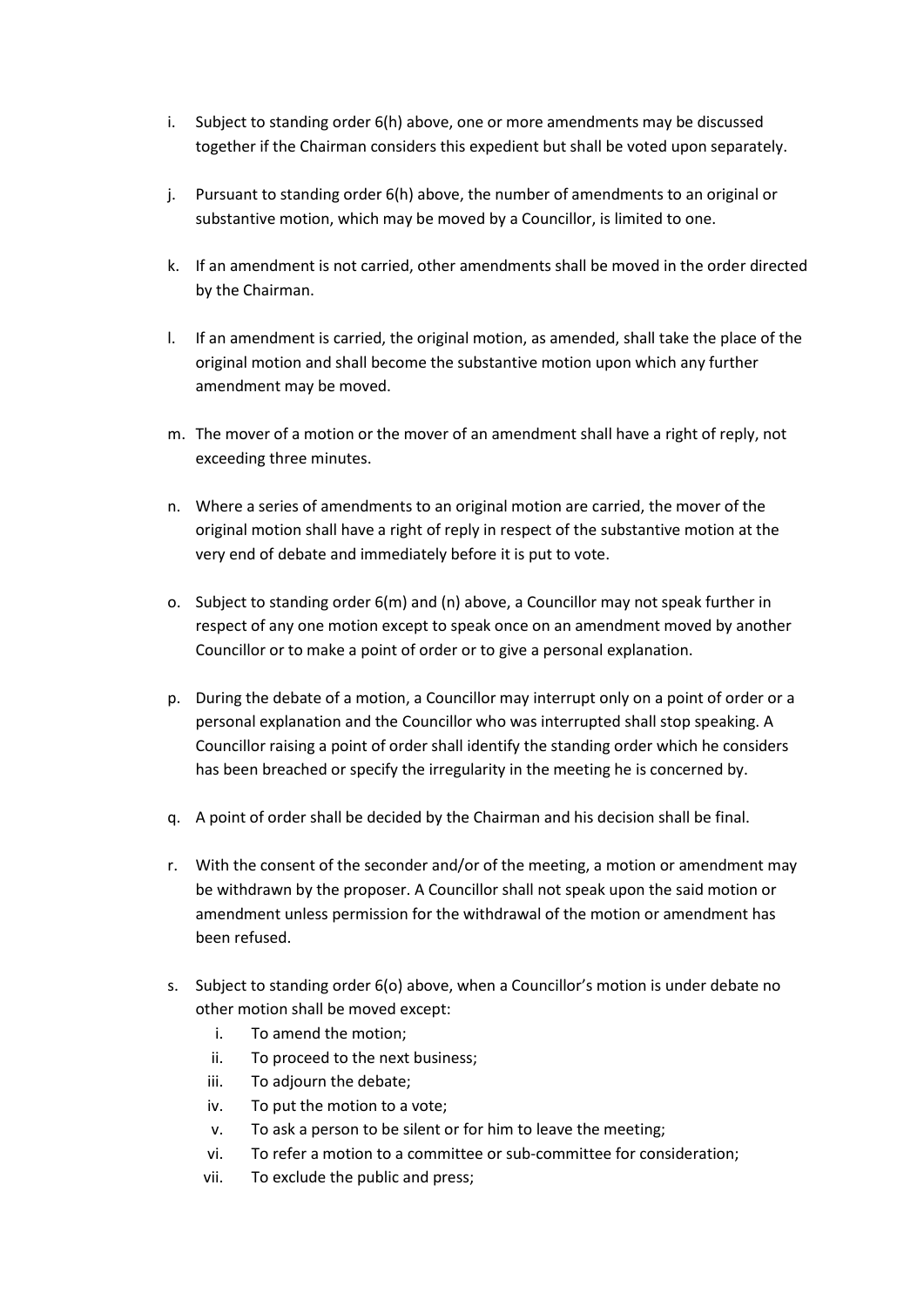i. Subject to standing order 6(h) above, one or more amendments may be discussed together if the Chairman considers this expedient but shall be voted upon separately.

j. Pursuant to standing order 6(h) above, the number of amendments to an original or substantive motion, which may be moved by a Councillor, is limited to one.

k. If an amendment is not carried, other amendments shall be moved in the order directed by the Chairman.

l. If an amendment is carried, the original motion, as amended, shall take the place of the original motion and shall become the substantive motion upon which any further amendment may be moved.

m. The mover of a motion or the mover of an amendment shall have a right of reply, not exceeding three minutes.

n. Where a series of amendments to an original motion are carried, the mover of the original motion shall have a right of reply in respect of the substantive motion at the very end of debate and immediately before it is put to vote.

o. Subject to standing order 6(m) and (n) above, a Councillor may not speak further in respect of any one motion except to speak once on an amendment moved by another Councillor or to make a point of order or to give a personal explanation.

p. During the debate of a motion, a Councillor may interrupt only on a point of order or a personal explanation and the Councillor who was interrupted shall stop speaking. A Councillor raising a point of order shall identify the standing order which he considers has been breached or specify the irregularity in the meeting he is concerned by.

q. A point of order shall be decided by the Chairman and his decision shall be final.

r. With the consent of the seconder and/or of the meeting, a motion or amendment may be withdrawn by the proposer. A Councillor shall not speak upon the said motion or amendment unless permission for the withdrawal of the motion or amendment has been refused.

s. Subject to standing order 6(o) above, when a Councillor's motion is under debate no other motion shall be moved except:
   i. To amend the motion;
   ii. To proceed to the next business;
   iii. To adjourn the debate;
   iv. To put the motion to a vote;
   v. To ask a person to be silent or for him to leave the meeting;
   vi. To refer a motion to a committee or sub-committee for consideration;
   vii. To exclude the public and press;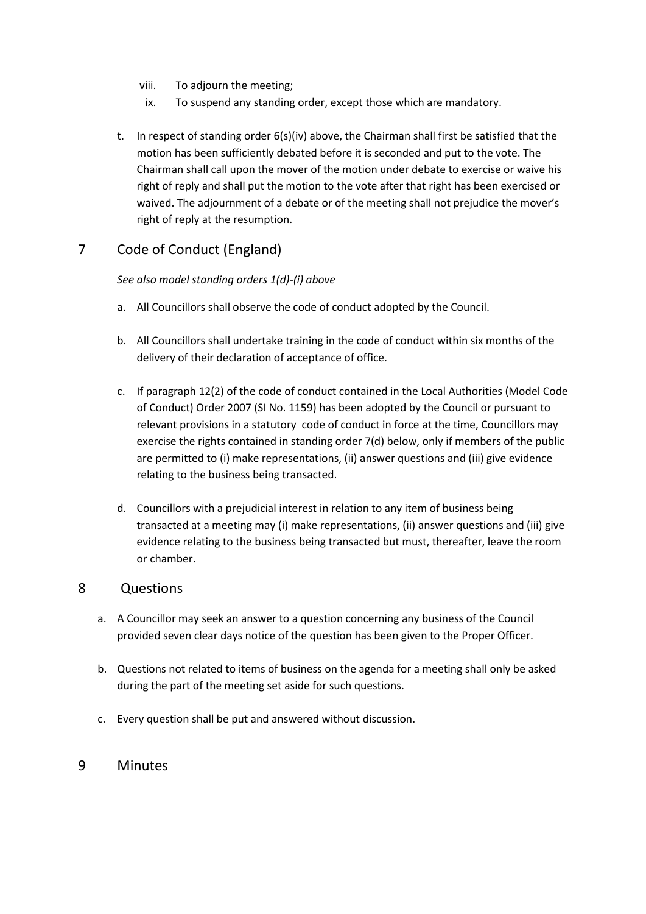viii. To adjourn the meeting;
ix. To suspend any standing order, except those which are mandatory.

t. In respect of standing order 6(s)(iv) above, the Chairman shall first be satisfied that the motion has been sufficiently debated before it is seconded and put to the vote. The Chairman shall call upon the mover of the motion under debate to exercise or waive his right of reply and shall put the motion to the vote after that right has been exercised or waived. The adjournment of a debate or of the meeting shall not prejudice the mover's right of reply at the resumption.

## 7 Code of Conduct (England)

*See also model standing orders 1(d)-(i) above*

a. All Councillors shall observe the code of conduct adopted by the Council.

b. All Councillors shall undertake training in the code of conduct within six months of the delivery of their declaration of acceptance of office.

c. If paragraph 12(2) of the code of conduct contained in the Local Authorities (Model Code of Conduct) Order 2007 (SI No. 1159) has been adopted by the Council or pursuant to relevant provisions in a statutory code of conduct in force at the time, Councillors may exercise the rights contained in standing order 7(d) below, only if members of the public are permitted to (i) make representations, (ii) answer questions and (iii) give evidence relating to the business being transacted.

d. Councillors with a prejudicial interest in relation to any item of business being transacted at a meeting may (i) make representations, (ii) answer questions and (iii) give evidence relating to the business being transacted but must, thereafter, leave the room or chamber.

## 8 Questions

a. A Councillor may seek an answer to a question concerning any business of the Council provided seven clear days notice of the question has been given to the Proper Officer.

b. Questions not related to items of business on the agenda for a meeting shall only be asked during the part of the meeting set aside for such questions.

c. Every question shall be put and answered without discussion.

## 9 Minutes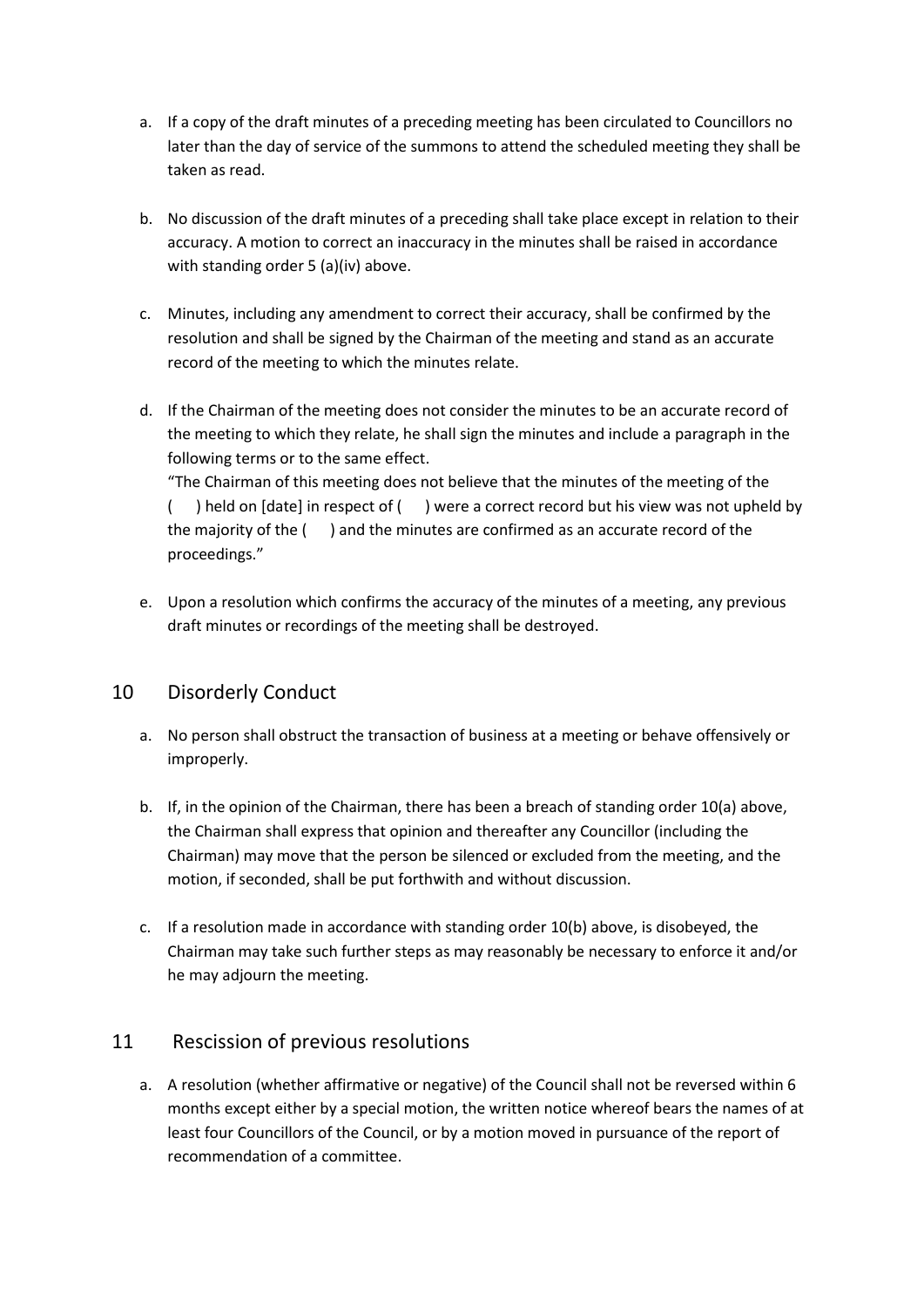a. If a copy of the draft minutes of a preceding meeting has been circulated to Councillors no later than the day of service of the summons to attend the scheduled meeting they shall be taken as read.

b. No discussion of the draft minutes of a preceding shall take place except in relation to their accuracy. A motion to correct an inaccuracy in the minutes shall be raised in accordance with standing order 5 (a)(iv) above.

c. Minutes, including any amendment to correct their accuracy, shall be confirmed by the resolution and shall be signed by the Chairman of the meeting and stand as an accurate record of the meeting to which the minutes relate.

d. If the Chairman of the meeting does not consider the minutes to be an accurate record of the meeting to which they relate, he shall sign the minutes and include a paragraph in the following terms or to the same effect.
"The Chairman of this meeting does not believe that the minutes of the meeting of the (   ) held on [date] in respect of (   ) were a correct record but his view was not upheld by the majority of the (   ) and the minutes are confirmed as an accurate record of the proceedings."

e. Upon a resolution which confirms the accuracy of the minutes of a meeting, any previous draft minutes or recordings of the meeting shall be destroyed.

## 10 Disorderly Conduct

a. No person shall obstruct the transaction of business at a meeting or behave offensively or improperly.

b. If, in the opinion of the Chairman, there has been a breach of standing order 10(a) above, the Chairman shall express that opinion and thereafter any Councillor (including the Chairman) may move that the person be silenced or excluded from the meeting, and the motion, if seconded, shall be put forthwith and without discussion.

c. If a resolution made in accordance with standing order 10(b) above, is disobeyed, the Chairman may take such further steps as may reasonably be necessary to enforce it and/or he may adjourn the meeting.

## 11 Rescission of previous resolutions

a. A resolution (whether affirmative or negative) of the Council shall not be reversed within 6 months except either by a special motion, the written notice whereof bears the names of at least four Councillors of the Council, or by a motion moved in pursuance of the report of recommendation of a committee.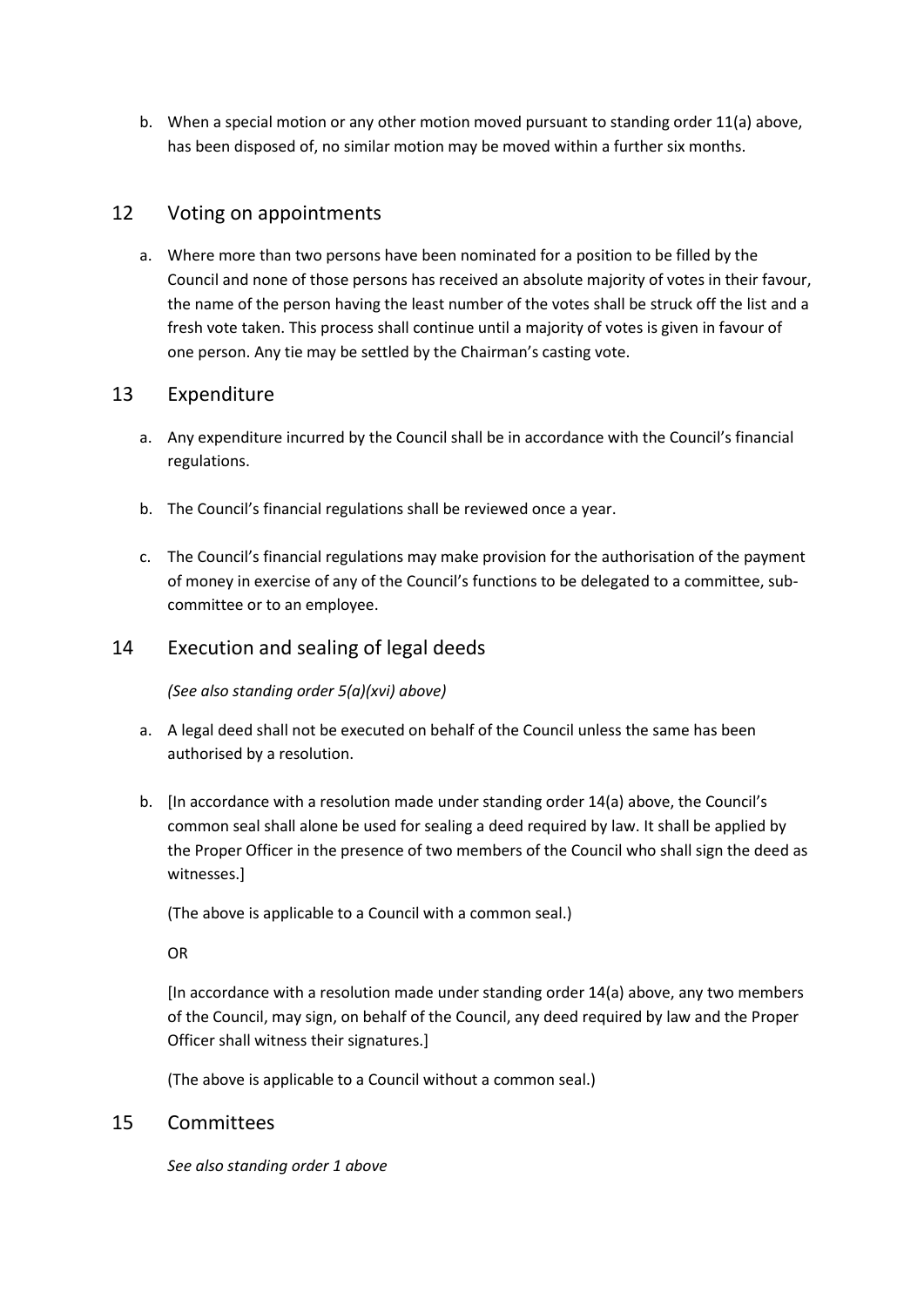b. When a special motion or any other motion moved pursuant to standing order 11(a) above, has been disposed of, no similar motion may be moved within a further six months.

## 12 Voting on appointments

a. Where more than two persons have been nominated for a position to be filled by the Council and none of those persons has received an absolute majority of votes in their favour, the name of the person having the least number of the votes shall be struck off the list and a fresh vote taken. This process shall continue until a majority of votes is given in favour of one person. Any tie may be settled by the Chairman's casting vote.

## 13 Expenditure

a. Any expenditure incurred by the Council shall be in accordance with the Council's financial regulations.

b. The Council's financial regulations shall be reviewed once a year.

c. The Council's financial regulations may make provision for the authorisation of the payment of money in exercise of any of the Council's functions to be delegated to a committee, sub-committee or to an employee.

## 14 Execution and sealing of legal deeds

*(See also standing order 5(a)(xvi) above)*

a. A legal deed shall not be executed on behalf of the Council unless the same has been authorised by a resolution.

b. [In accordance with a resolution made under standing order 14(a) above, the Council's common seal shall alone be used for sealing a deed required by law. It shall be applied by the Proper Officer in the presence of two members of the Council who shall sign the deed as witnesses.]

   (The above is applicable to a Council with a common seal.)

   OR

   [In accordance with a resolution made under standing order 14(a) above, any two members of the Council, may sign, on behalf of the Council, any deed required by law and the Proper Officer shall witness their signatures.]

   (The above is applicable to a Council without a common seal.)

## 15 Committees

*See also standing order 1 above*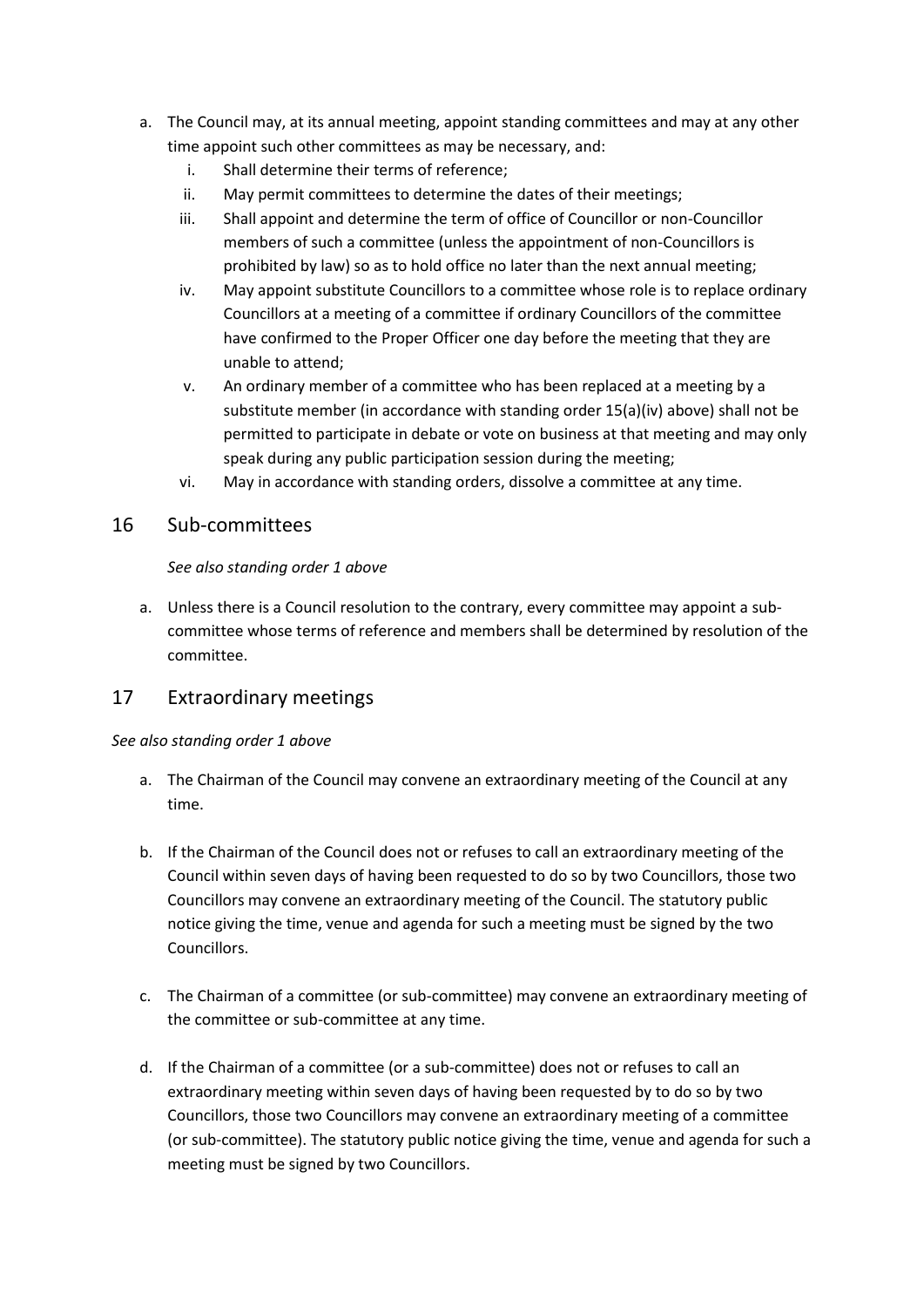a. The Council may, at its annual meeting, appoint standing committees and may at any other time appoint such other committees as may be necessary, and:
   i. Shall determine their terms of reference;
   ii. May permit committees to determine the dates of their meetings;
   iii. Shall appoint and determine the term of office of Councillor or non-Councillor members of such a committee (unless the appointment of non-Councillors is prohibited by law) so as to hold office no later than the next annual meeting;
   iv. May appoint substitute Councillors to a committee whose role is to replace ordinary Councillors at a meeting of a committee if ordinary Councillors of the committee have confirmed to the Proper Officer one day before the meeting that they are unable to attend;
   v. An ordinary member of a committee who has been replaced at a meeting by a substitute member (in accordance with standing order 15(a)(iv) above) shall not be permitted to participate in debate or vote on business at that meeting and may only speak during any public participation session during the meeting;
   vi. May in accordance with standing orders, dissolve a committee at any time.

## 16 Sub-committees

*See also standing order 1 above*

a. Unless there is a Council resolution to the contrary, every committee may appoint a sub-committee whose terms of reference and members shall be determined by resolution of the committee.

## 17 Extraordinary meetings

*See also standing order 1 above*

a. The Chairman of the Council may convene an extraordinary meeting of the Council at any time.

b. If the Chairman of the Council does not or refuses to call an extraordinary meeting of the Council within seven days of having been requested to do so by two Councillors, those two Councillors may convene an extraordinary meeting of the Council. The statutory public notice giving the time, venue and agenda for such a meeting must be signed by the two Councillors.

c. The Chairman of a committee (or sub-committee) may convene an extraordinary meeting of the committee or sub-committee at any time.

d. If the Chairman of a committee (or a sub-committee) does not or refuses to call an extraordinary meeting within seven days of having been requested by to do so by two Councillors, those two Councillors may convene an extraordinary meeting of a committee (or sub-committee). The statutory public notice giving the time, venue and agenda for such a meeting must be signed by two Councillors.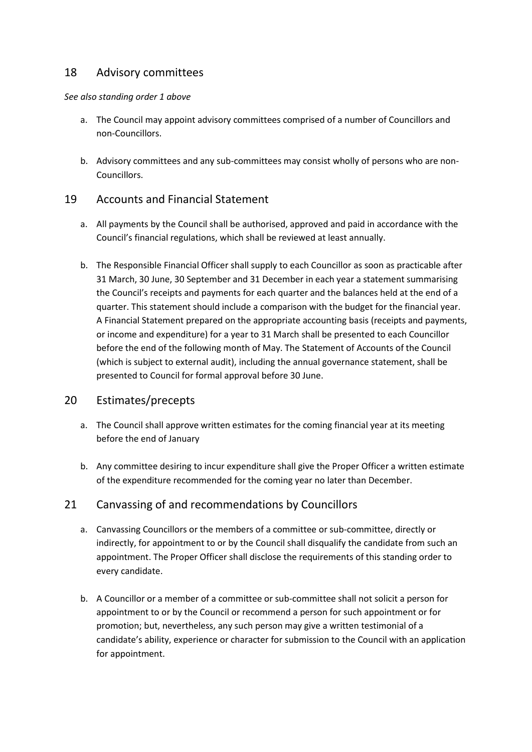## 18 Advisory committees

*See also standing order 1 above*

a. The Council may appoint advisory committees comprised of a number of Councillors and non-Councillors.

b. Advisory committees and any sub-committees may consist wholly of persons who are non-Councillors.

## 19 Accounts and Financial Statement

a. All payments by the Council shall be authorised, approved and paid in accordance with the Council's financial regulations, which shall be reviewed at least annually.

b. The Responsible Financial Officer shall supply to each Councillor as soon as practicable after 31 March, 30 June, 30 September and 31 December in each year a statement summarising the Council's receipts and payments for each quarter and the balances held at the end of a quarter. This statement should include a comparison with the budget for the financial year. A Financial Statement prepared on the appropriate accounting basis (receipts and payments, or income and expenditure) for a year to 31 March shall be presented to each Councillor before the end of the following month of May. The Statement of Accounts of the Council (which is subject to external audit), including the annual governance statement, shall be presented to Council for formal approval before 30 June.

## 20 Estimates/precepts

a. The Council shall approve written estimates for the coming financial year at its meeting before the end of January

b. Any committee desiring to incur expenditure shall give the Proper Officer a written estimate of the expenditure recommended for the coming year no later than December.

## 21 Canvassing of and recommendations by Councillors

a. Canvassing Councillors or the members of a committee or sub-committee, directly or indirectly, for appointment to or by the Council shall disqualify the candidate from such an appointment. The Proper Officer shall disclose the requirements of this standing order to every candidate.

b. A Councillor or a member of a committee or sub-committee shall not solicit a person for appointment to or by the Council or recommend a person for such appointment or for promotion; but, nevertheless, any such person may give a written testimonial of a candidate's ability, experience or character for submission to the Council with an application for appointment.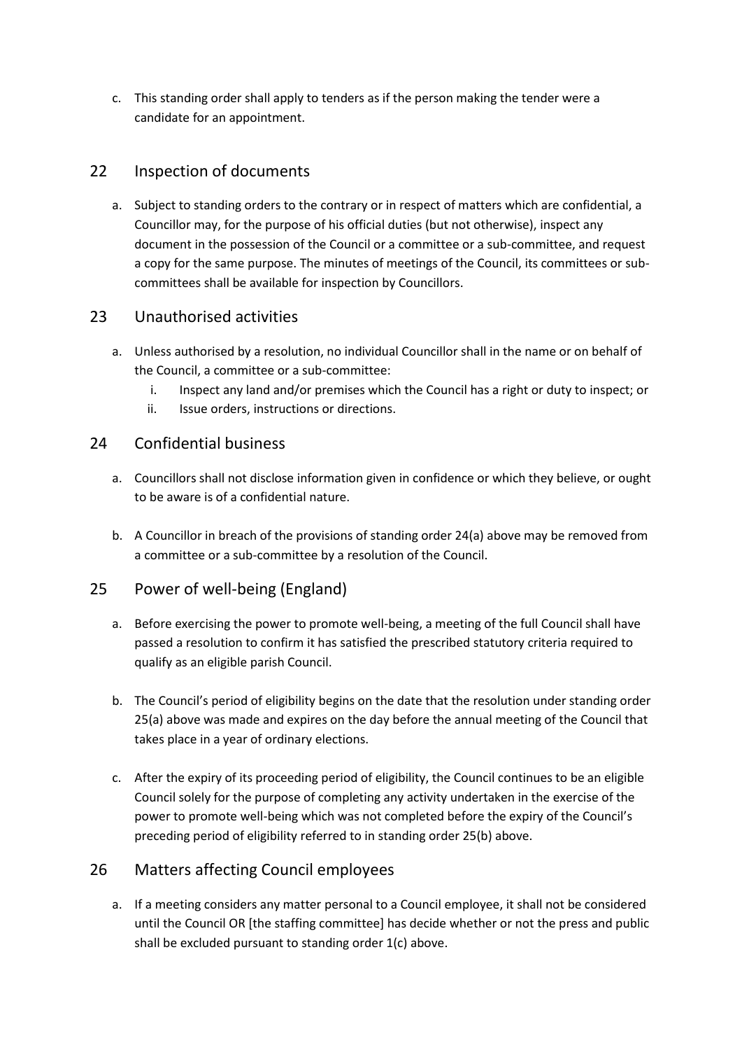c. This standing order shall apply to tenders as if the person making the tender were a candidate for an appointment.

## 22 Inspection of documents

a. Subject to standing orders to the contrary or in respect of matters which are confidential, a Councillor may, for the purpose of his official duties (but not otherwise), inspect any document in the possession of the Council or a committee or a sub-committee, and request a copy for the same purpose. The minutes of meetings of the Council, its committees or sub-committees shall be available for inspection by Councillors.

## 23 Unauthorised activities

a. Unless authorised by a resolution, no individual Councillor shall in the name or on behalf of the Council, a committee or a sub-committee:
   i. Inspect any land and/or premises which the Council has a right or duty to inspect; or
   ii. Issue orders, instructions or directions.

## 24 Confidential business

a. Councillors shall not disclose information given in confidence or which they believe, or ought to be aware is of a confidential nature.

b. A Councillor in breach of the provisions of standing order 24(a) above may be removed from a committee or a sub-committee by a resolution of the Council.

## 25 Power of well-being (England)

a. Before exercising the power to promote well-being, a meeting of the full Council shall have passed a resolution to confirm it has satisfied the prescribed statutory criteria required to qualify as an eligible parish Council.

b. The Council's period of eligibility begins on the date that the resolution under standing order 25(a) above was made and expires on the day before the annual meeting of the Council that takes place in a year of ordinary elections.

c. After the expiry of its proceeding period of eligibility, the Council continues to be an eligible Council solely for the purpose of completing any activity undertaken in the exercise of the power to promote well-being which was not completed before the expiry of the Council's preceding period of eligibility referred to in standing order 25(b) above.

## 26 Matters affecting Council employees

a. If a meeting considers any matter personal to a Council employee, it shall not be considered until the Council OR [the staffing committee] has decide whether or not the press and public shall be excluded pursuant to standing order 1(c) above.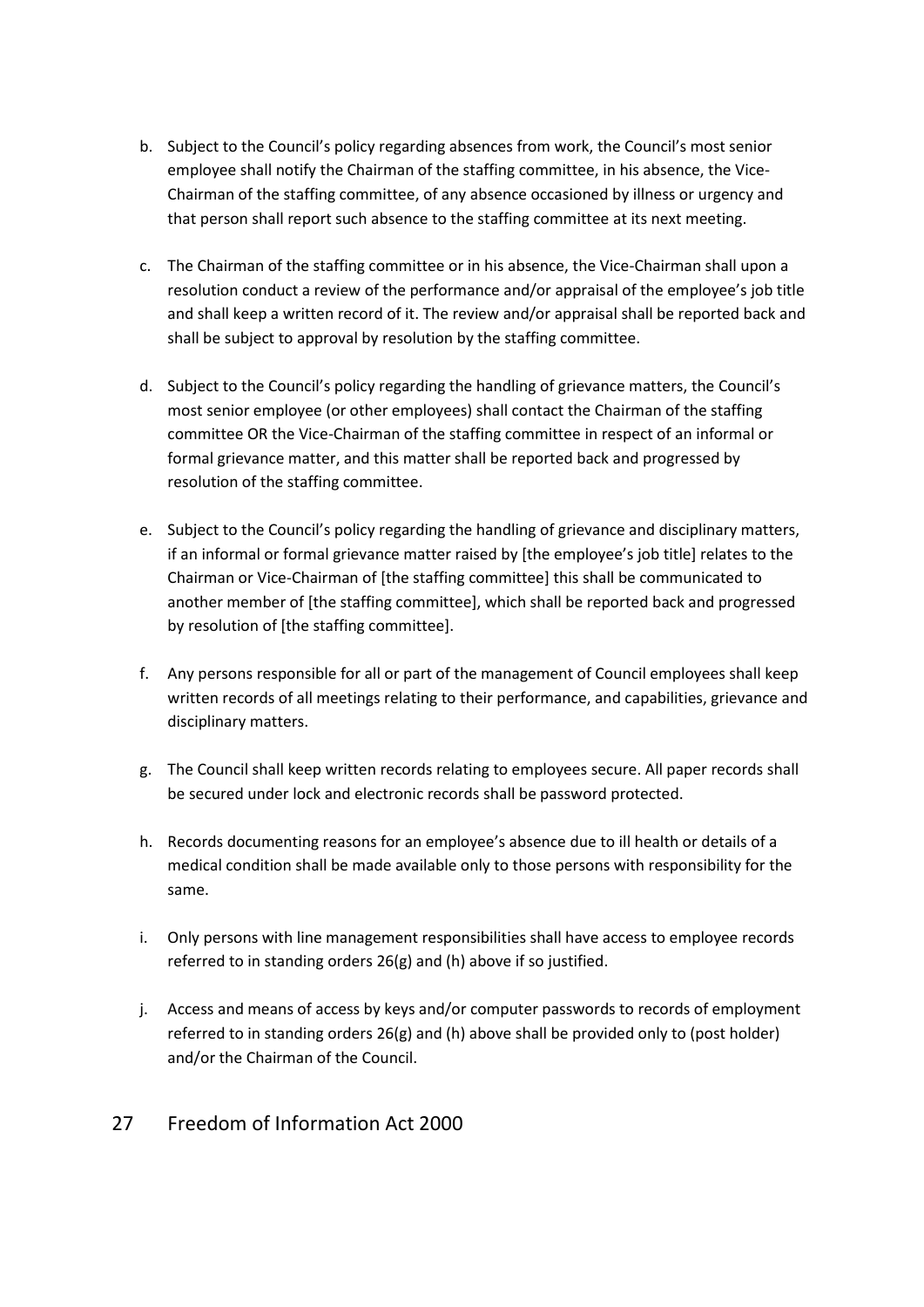b. Subject to the Council's policy regarding absences from work, the Council's most senior employee shall notify the Chairman of the staffing committee, in his absence, the Vice-Chairman of the staffing committee, of any absence occasioned by illness or urgency and that person shall report such absence to the staffing committee at its next meeting.

c. The Chairman of the staffing committee or in his absence, the Vice-Chairman shall upon a resolution conduct a review of the performance and/or appraisal of the employee's job title and shall keep a written record of it. The review and/or appraisal shall be reported back and shall be subject to approval by resolution by the staffing committee.

d. Subject to the Council's policy regarding the handling of grievance matters, the Council's most senior employee (or other employees) shall contact the Chairman of the staffing committee OR the Vice-Chairman of the staffing committee in respect of an informal or formal grievance matter, and this matter shall be reported back and progressed by resolution of the staffing committee.

e. Subject to the Council's policy regarding the handling of grievance and disciplinary matters, if an informal or formal grievance matter raised by [the employee's job title] relates to the Chairman or Vice-Chairman of [the staffing committee] this shall be communicated to another member of [the staffing committee], which shall be reported back and progressed by resolution of [the staffing committee].

f. Any persons responsible for all or part of the management of Council employees shall keep written records of all meetings relating to their performance, and capabilities, grievance and disciplinary matters.

g. The Council shall keep written records relating to employees secure. All paper records shall be secured under lock and electronic records shall be password protected.

h. Records documenting reasons for an employee's absence due to ill health or details of a medical condition shall be made available only to those persons with responsibility for the same.

i. Only persons with line management responsibilities shall have access to employee records referred to in standing orders 26(g) and (h) above if so justified.

j. Access and means of access by keys and/or computer passwords to records of employment referred to in standing orders 26(g) and (h) above shall be provided only to (post holder) and/or the Chairman of the Council.

## 27 Freedom of Information Act 2000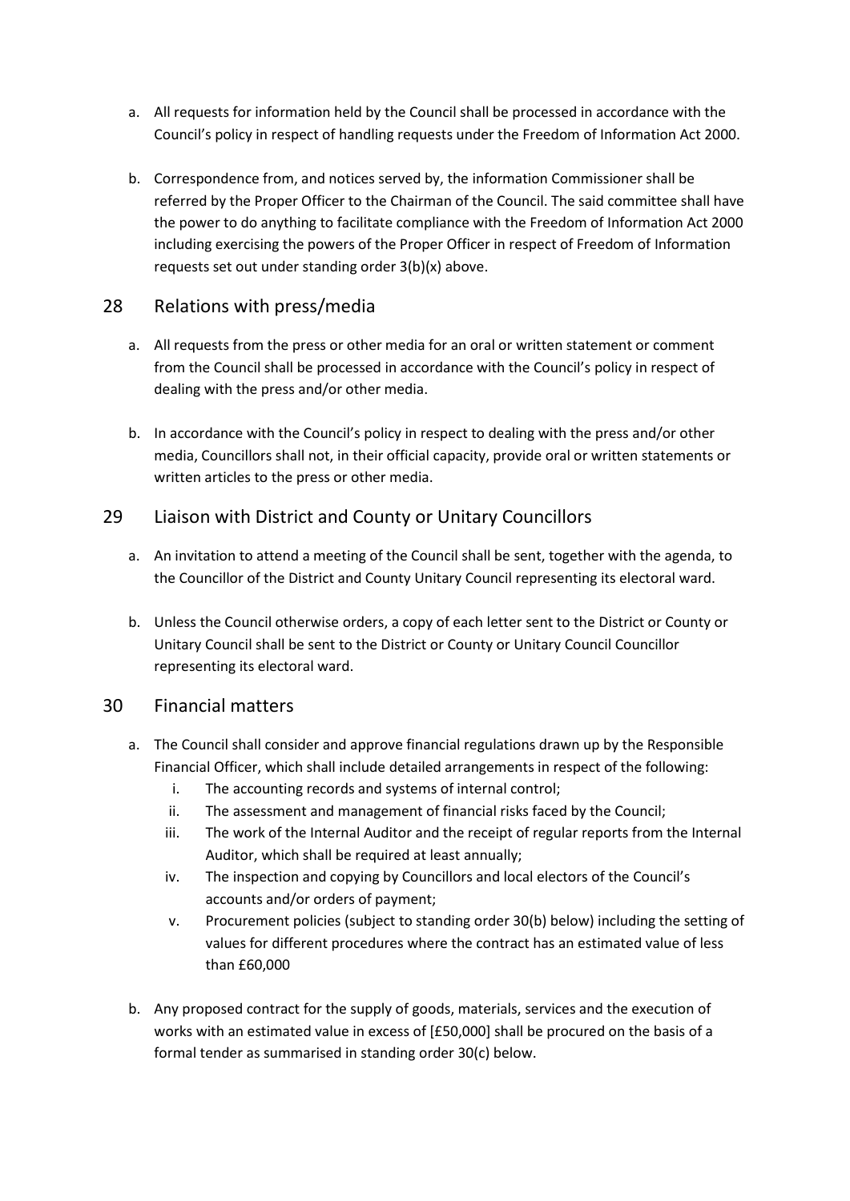a. All requests for information held by the Council shall be processed in accordance with the Council's policy in respect of handling requests under the Freedom of Information Act 2000.

b. Correspondence from, and notices served by, the information Commissioner shall be referred by the Proper Officer to the Chairman of the Council. The said committee shall have the power to do anything to facilitate compliance with the Freedom of Information Act 2000 including exercising the powers of the Proper Officer in respect of Freedom of Information requests set out under standing order 3(b)(x) above.

## 28 Relations with press/media

a. All requests from the press or other media for an oral or written statement or comment from the Council shall be processed in accordance with the Council's policy in respect of dealing with the press and/or other media.

b. In accordance with the Council's policy in respect to dealing with the press and/or other media, Councillors shall not, in their official capacity, provide oral or written statements or written articles to the press or other media.

## 29 Liaison with District and County or Unitary Councillors

a. An invitation to attend a meeting of the Council shall be sent, together with the agenda, to the Councillor of the District and County Unitary Council representing its electoral ward.

b. Unless the Council otherwise orders, a copy of each letter sent to the District or County or Unitary Council shall be sent to the District or County or Unitary Council Councillor representing its electoral ward.

## 30 Financial matters

a. The Council shall consider and approve financial regulations drawn up by the Responsible Financial Officer, which shall include detailed arrangements in respect of the following:
   i. The accounting records and systems of internal control;
   ii. The assessment and management of financial risks faced by the Council;
   iii. The work of the Internal Auditor and the receipt of regular reports from the Internal Auditor, which shall be required at least annually;
   iv. The inspection and copying by Councillors and local electors of the Council's accounts and/or orders of payment;
   v. Procurement policies (subject to standing order 30(b) below) including the setting of values for different procedures where the contract has an estimated value of less than £60,000

b. Any proposed contract for the supply of goods, materials, services and the execution of works with an estimated value in excess of [£50,000] shall be procured on the basis of a formal tender as summarised in standing order 30(c) below.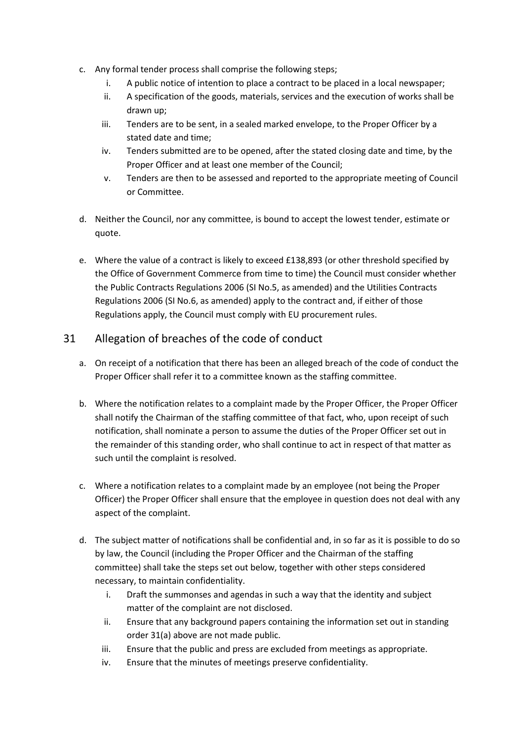c. Any formal tender process shall comprise the following steps;
    i. A public notice of intention to place a contract to be placed in a local newspaper;
    ii. A specification of the goods, materials, services and the execution of works shall be drawn up;
    iii. Tenders are to be sent, in a sealed marked envelope, to the Proper Officer by a stated date and time;
    iv. Tenders submitted are to be opened, after the stated closing date and time, by the Proper Officer and at least one member of the Council;
    v. Tenders are then to be assessed and reported to the appropriate meeting of Council or Committee.

d. Neither the Council, nor any committee, is bound to accept the lowest tender, estimate or quote.

e. Where the value of a contract is likely to exceed £138,893 (or other threshold specified by the Office of Government Commerce from time to time) the Council must consider whether the Public Contracts Regulations 2006 (SI No.5, as amended) and the Utilities Contracts Regulations 2006 (SI No.6, as amended) apply to the contract and, if either of those Regulations apply, the Council must comply with EU procurement rules.

## 31 Allegation of breaches of the code of conduct

a. On receipt of a notification that there has been an alleged breach of the code of conduct the Proper Officer shall refer it to a committee known as the staffing committee.

b. Where the notification relates to a complaint made by the Proper Officer, the Proper Officer shall notify the Chairman of the staffing committee of that fact, who, upon receipt of such notification, shall nominate a person to assume the duties of the Proper Officer set out in the remainder of this standing order, who shall continue to act in respect of that matter as such until the complaint is resolved.

c. Where a notification relates to a complaint made by an employee (not being the Proper Officer) the Proper Officer shall ensure that the employee in question does not deal with any aspect of the complaint.

d. The subject matter of notifications shall be confidential and, in so far as it is possible to do so by law, the Council (including the Proper Officer and the Chairman of the staffing committee) shall take the steps set out below, together with other steps considered necessary, to maintain confidentiality.
    i. Draft the summonses and agendas in such a way that the identity and subject matter of the complaint are not disclosed.
    ii. Ensure that any background papers containing the information set out in standing order 31(a) above are not made public.
    iii. Ensure that the public and press are excluded from meetings as appropriate.
    iv. Ensure that the minutes of meetings preserve confidentiality.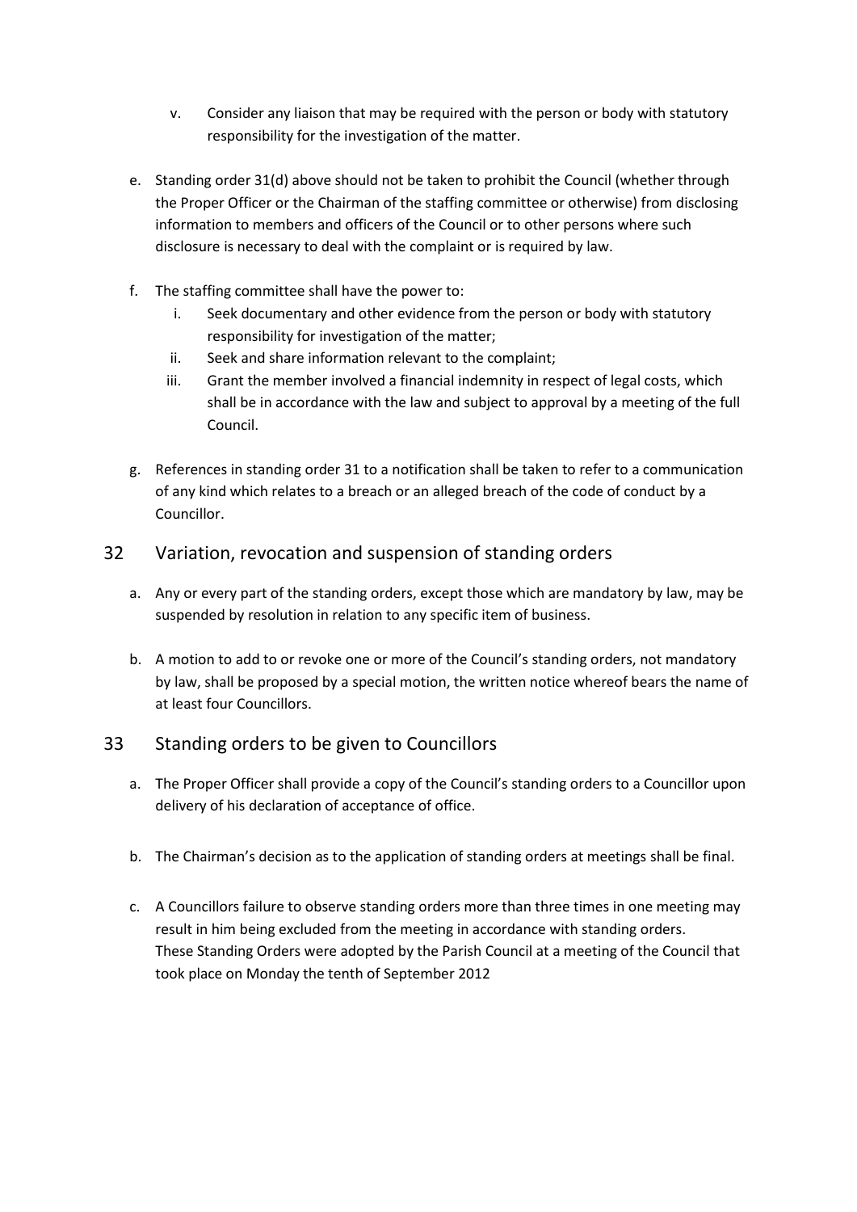v. Consider any liaison that may be required with the person or body with statutory responsibility for the investigation of the matter.

e. Standing order 31(d) above should not be taken to prohibit the Council (whether through the Proper Officer or the Chairman of the staffing committee or otherwise) from disclosing information to members and officers of the Council or to other persons where such disclosure is necessary to deal with the complaint or is required by law.

f. The staffing committee shall have the power to:
   i. Seek documentary and other evidence from the person or body with statutory responsibility for investigation of the matter;
   ii. Seek and share information relevant to the complaint;
   iii. Grant the member involved a financial indemnity in respect of legal costs, which shall be in accordance with the law and subject to approval by a meeting of the full Council.

g. References in standing order 31 to a notification shall be taken to refer to a communication of any kind which relates to a breach or an alleged breach of the code of conduct by a Councillor.

## 32 Variation, revocation and suspension of standing orders

a. Any or every part of the standing orders, except those which are mandatory by law, may be suspended by resolution in relation to any specific item of business.

b. A motion to add to or revoke one or more of the Council's standing orders, not mandatory by law, shall be proposed by a special motion, the written notice whereof bears the name of at least four Councillors.

## 33 Standing orders to be given to Councillors

a. The Proper Officer shall provide a copy of the Council's standing orders to a Councillor upon delivery of his declaration of acceptance of office.

b. The Chairman's decision as to the application of standing orders at meetings shall be final.

c. A Councillors failure to observe standing orders more than three times in one meeting may result in him being excluded from the meeting in accordance with standing orders.
These Standing Orders were adopted by the Parish Council at a meeting of the Council that took place on Monday the tenth of September 2012